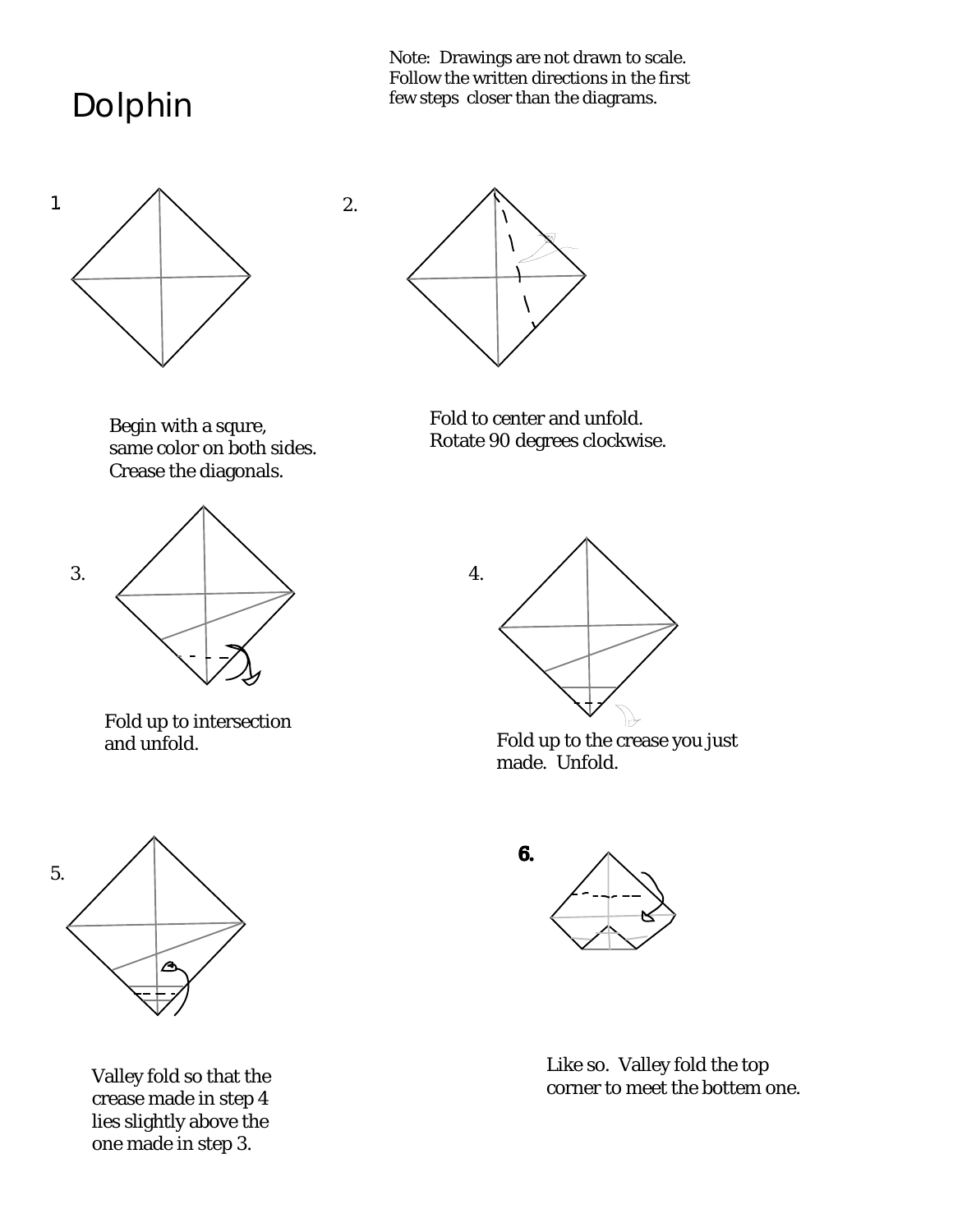# Dolphin

Note: Drawings are not drawn to scale. Follow the written directions in the first few steps closer than the diagrams.

1

Begin with a squre, same color on both sides. Crease the diagonals.

2.

Fold to center and unfold. Rotate 90 degrees clockwise.

3.

Fold up to intersection and unfold.

4.

Fold up to the crease you just made. Unfold.

5.

Valley fold so that the crease made in step 4 lies slightly above the one made in step 3.

**6.**

Like so. Valley fold the top corner to meet the bottem one.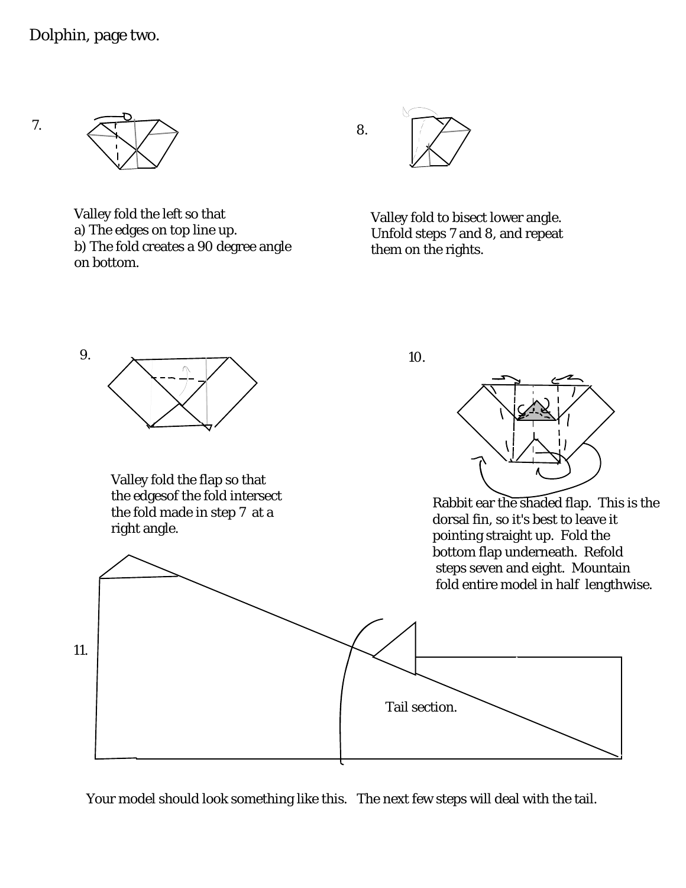Dolphin, page two.

7.

Valley fold the left so that
a) The edges on top line up.
b) The fold creates a 90 degree angle on bottom.

8.

Valley fold to bisect lower angle. Unfold steps 7 and 8, and repeat them on the rights.

9.

Valley fold the flap so that the edgesof the fold intersect the fold made in step 7 at a right angle.

10.

Rabbit ear the shaded flap. This is the dorsal fin, so it's best to leave it pointing straight up. Fold the bottom flap underneath. Refold steps seven and eight. Mountain fold entire model in half lengthwise.

11.

Tail section.

Your model should look something like this. The next few steps will deal with the tail.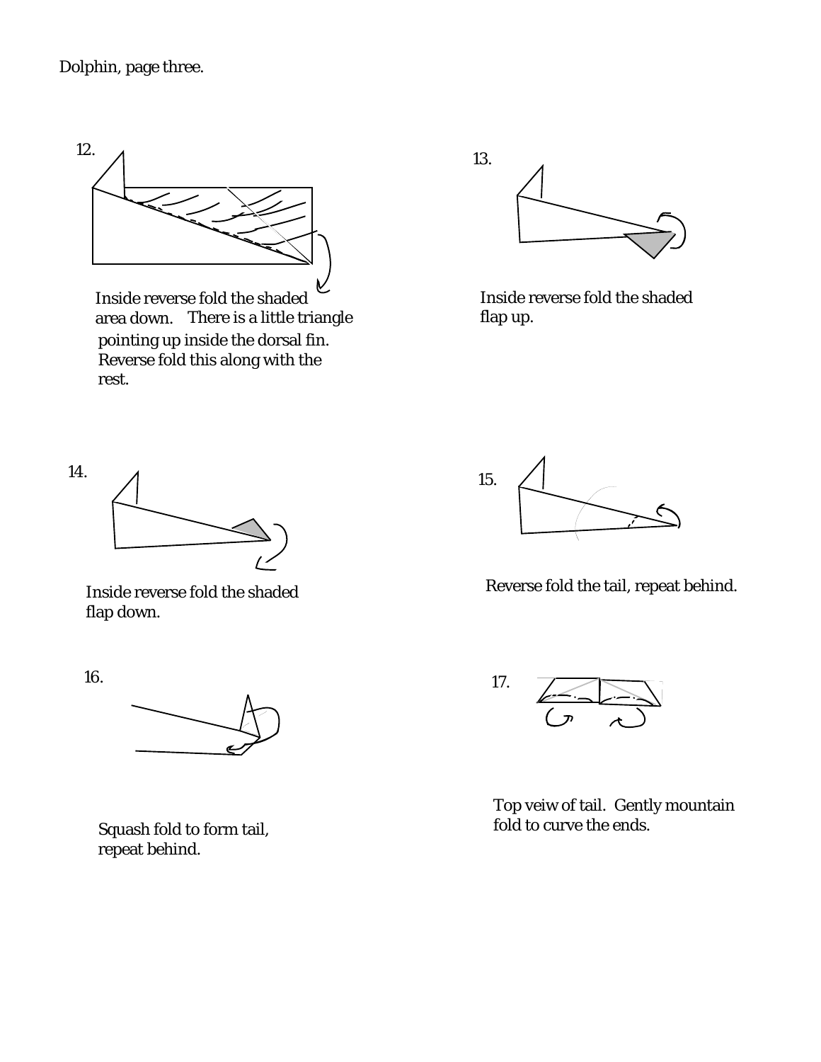Dolphin, page three.

12.

Inside reverse fold the shaded area down. There is a little triangle pointing up inside the dorsal fin. Reverse fold this along with the rest.

13.

Inside reverse fold the shaded flap up.

14.

Inside reverse fold the shaded flap down.

15.

Reverse fold the tail, repeat behind.

16.

Squash fold to form tail, repeat behind.

17.

Top veiw of tail. Gently mountain fold to curve the ends.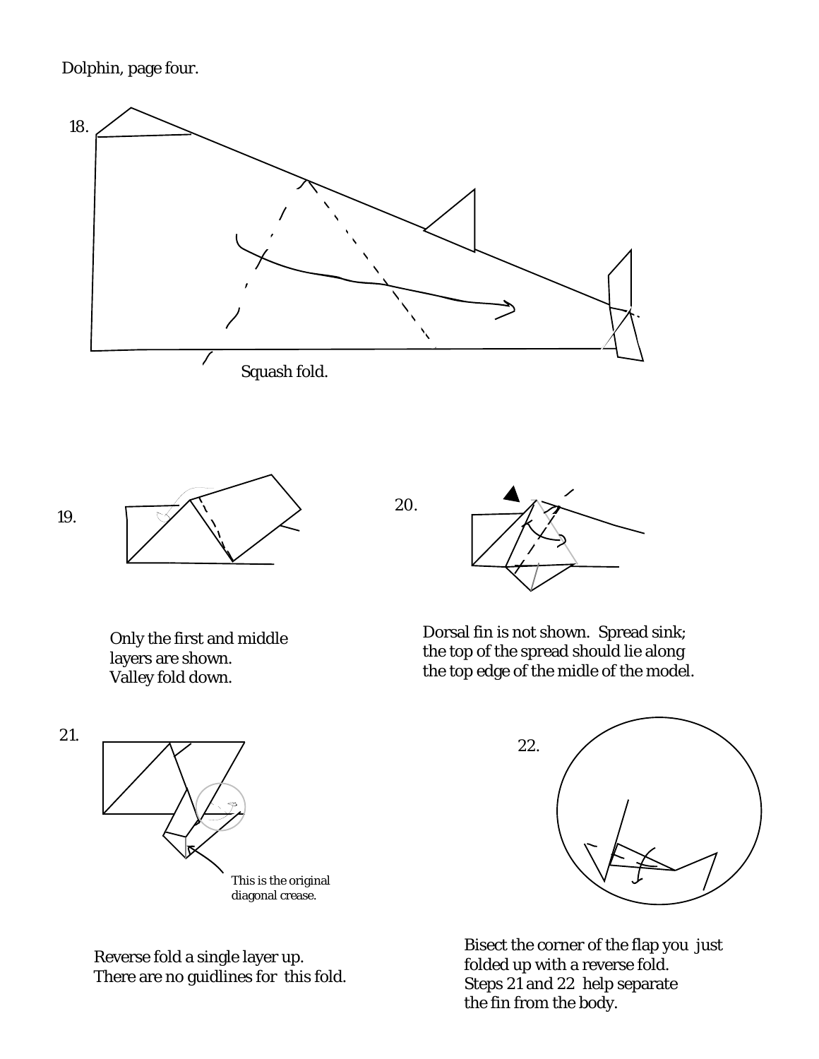Dolphin, page four.

18.

Squash fold.

19.

Only the first and middle layers are shown. Valley fold down.

20.

Dorsal fin is not shown. Spread sink; the top of the spread should lie along the top edge of the midle of the model.

21.

This is the original diagonal crease.

Reverse fold a single layer up. There are no guidlines for this fold.

22.

Bisect the corner of the flap you just folded up with a reverse fold. Steps 21 and 22 help separate the fin from the body.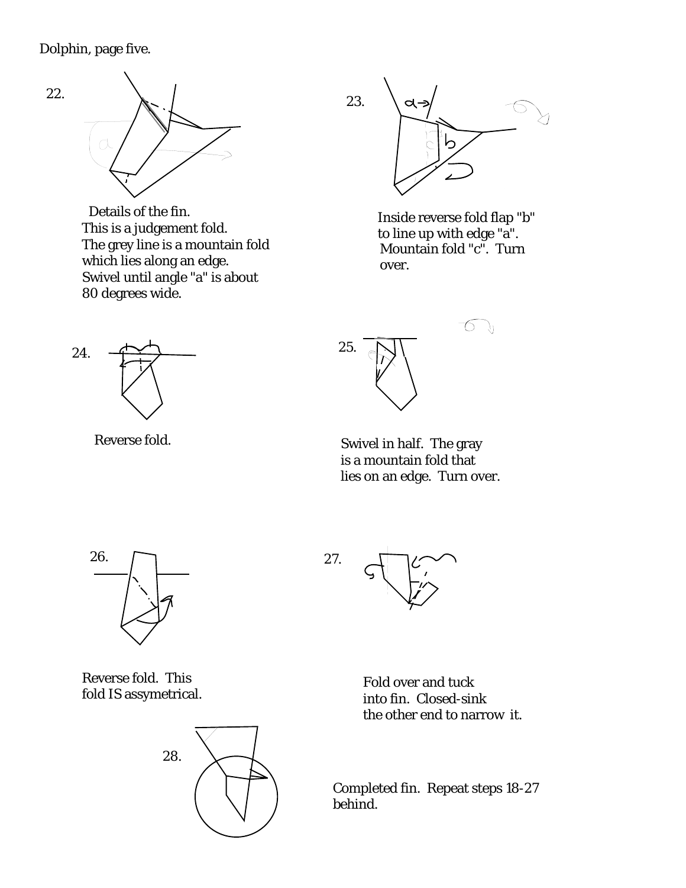Dolphin, page five.

22.

Details of the fin.
This is a judgement fold.
The grey line is a mountain fold
which lies along an edge.
Swivel until angle "a" is about
80 degrees wide.

23.

Inside reverse fold flap "b"
to line up with edge "a".
Mountain fold "c". Turn
over.

24.

Reverse fold.

25.

Swivel in half. The gray
is a mountain fold that
lies on an edge. Turn over.

26.

Reverse fold. This
fold IS assymetrical.

27.

Fold over and tuck
into fin. Closed-sink
the other end to narrow it.

28.

Completed fin. Repeat steps 18-27
behind.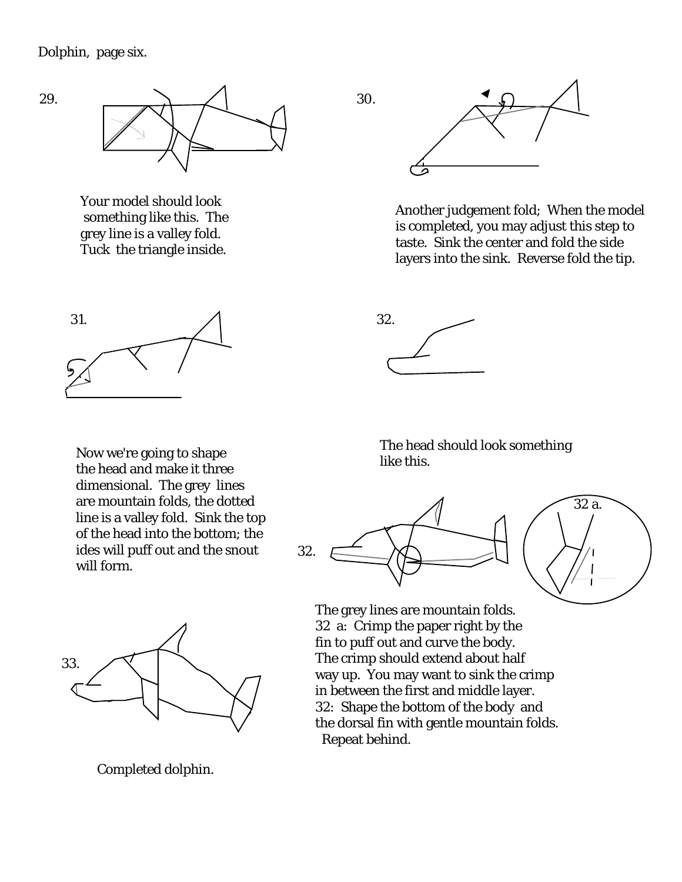Dolphin, page six.

29.

Your model should look something like this. The grey line is a valley fold. Tuck the triangle inside.

30.

Another judgement fold; When the model is completed, you may adjust this step to taste. Sink the center and fold the side layers into the sink. Reverse fold the tip.

31.

Now we're going to shape the head and make it three dimensional. The grey lines are mountain folds, the dotted line is a valley fold. Sink the top of the head into the bottom; the ides will puff out and the snout will form.

32.

The head should look something like this.

32.

32 a.

The grey lines are mountain folds.
32 a: Crimp the paper right by the fin to puff out and curve the body. The crimp should extend about half way up. You may want to sink the crimp in between the first and middle layer.
32: Shape the bottom of the body and the dorsal fin with gentle mountain folds. Repeat behind.

33.

Completed dolphin.